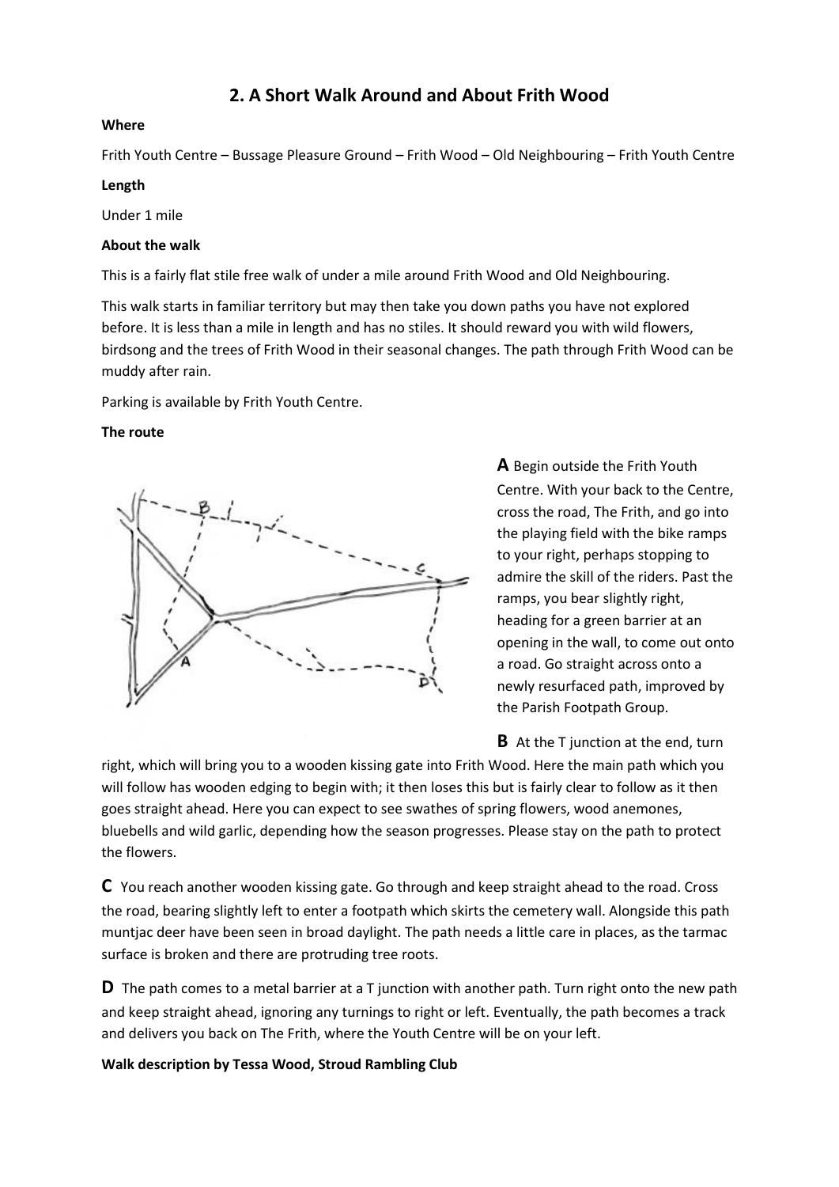# 2. A Short Walk Around and About Frith Wood

**Where**

Frith Youth Centre – Bussage Pleasure Ground – Frith Wood – Old Neighbouring – Frith Youth Centre

**Length**

Under 1 mile

**About the walk**

This is a fairly flat stile free walk of under a mile around Frith Wood and Old Neighbouring.

This walk starts in familiar territory but may then take you down paths you have not explored before. It is less than a mile in length and has no stiles. It should reward you with wild flowers, birdsong and the trees of Frith Wood in their seasonal changes. The path through Frith Wood can be muddy after rain.

Parking is available by Frith Youth Centre.

**The route**

**A** Begin outside the Frith Youth Centre. With your back to the Centre, cross the road, The Frith, and go into the playing field with the bike ramps to your right, perhaps stopping to admire the skill of the riders. Past the ramps, you bear slightly right, heading for a green barrier at an opening in the wall, to come out onto a road. Go straight across onto a newly resurfaced path, improved by the Parish Footpath Group.

**B** At the T junction at the end, turn right, which will bring you to a wooden kissing gate into Frith Wood. Here the main path which you will follow has wooden edging to begin with; it then loses this but is fairly clear to follow as it then goes straight ahead. Here you can expect to see swathes of spring flowers, wood anemones, bluebells and wild garlic, depending how the season progresses. Please stay on the path to protect the flowers.

**C** You reach another wooden kissing gate. Go through and keep straight ahead to the road. Cross the road, bearing slightly left to enter a footpath which skirts the cemetery wall. Alongside this path muntjac deer have been seen in broad daylight. The path needs a little care in places, as the tarmac surface is broken and there are protruding tree roots.

**D** The path comes to a metal barrier at a T junction with another path. Turn right onto the new path and keep straight ahead, ignoring any turnings to right or left. Eventually, the path becomes a track and delivers you back on The Frith, where the Youth Centre will be on your left.

**Walk description by Tessa Wood, Stroud Rambling Club**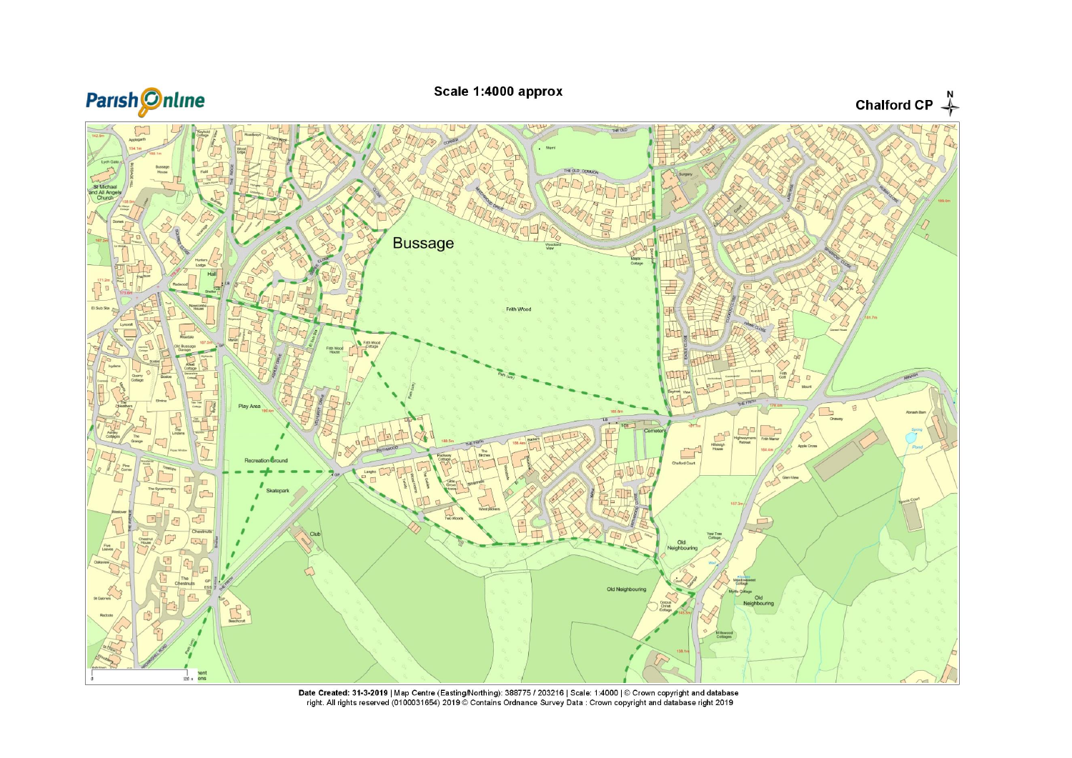Parish Online

Scale 1:4000 approx

Chalford CP

Date Created: 31-3-2019 | Map Centre (Easting/Northing): 388775 / 203216 | Scale: 1:4000 | © Crown copyright and database right. All rights reserved (0100031654) 2019 © Contains Ordnance Survey Data : Crown copyright and database right 2019